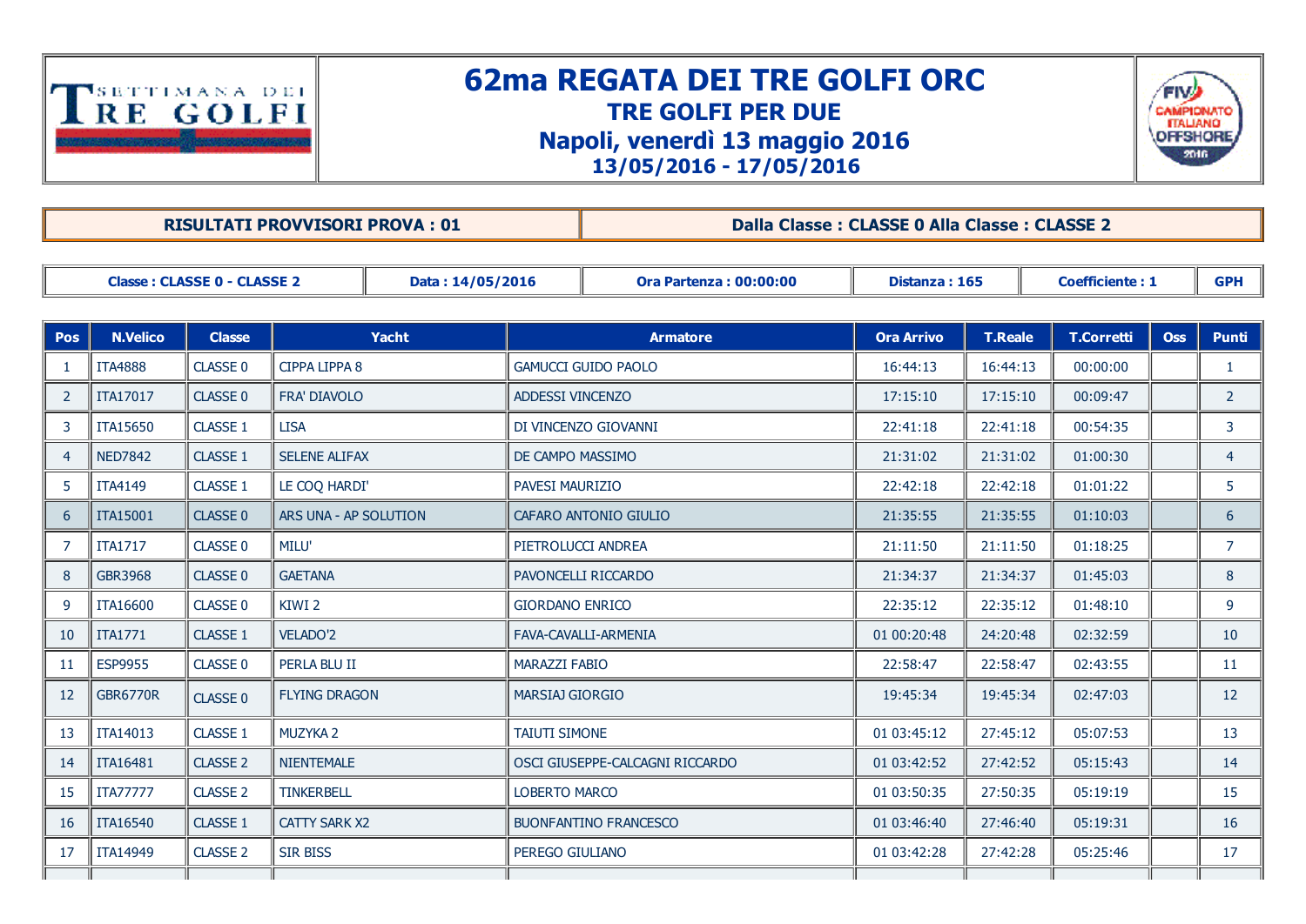# 62ma REGATA DEI TRE GOLFI ORC

## TRE GOLFI PER DUE

## Napoli, venerdì 13 maggio 2016

### 13/05/2016 - 17/05/2016

| RISULTATI PROVVISORI PROVA : 01 | Dalla Classe : CLASSE 0 Alla Classe : CLASSE 2 |
|---|---|

| Classe : CLASSE 0 - CLASSE 2 | Data : 14/05/2016 | Ora Partenza : 00:00:00 | Distanza : 165 | Coefficiente : 1 | GPH |
|---|---|---|---|---|---|

| Pos | N.Velico | Classe | Yacht | Armatore | Ora Arrivo | T.Reale | T.Corretti | Oss | Punti |
|---|---|---|---|---|---|---|---|---|---|
| 1 | ITA4888 | CLASSE 0 | CIPPA LIPPA 8 | GAMUCCI GUIDO PAOLO | 16:44:13 | 16:44:13 | 00:00:00 | | 1 |
| 2 | ITA17017 | CLASSE 0 | FRA' DIAVOLO | ADDESSI VINCENZO | 17:15:10 | 17:15:10 | 00:09:47 | | 2 |
| 3 | ITA15650 | CLASSE 1 | LISA | DI VINCENZO GIOVANNI | 22:41:18 | 22:41:18 | 00:54:35 | | 3 |
| 4 | NED7842 | CLASSE 1 | SELENE ALIFAX | DE CAMPO MASSIMO | 21:31:02 | 21:31:02 | 01:00:30 | | 4 |
| 5 | ITA4149 | CLASSE 1 | LE COQ HARDI' | PAVESI MAURIZIO | 22:42:18 | 22:42:18 | 01:01:22 | | 5 |
| 6 | ITA15001 | CLASSE 0 | ARS UNA - AP SOLUTION | CAFARO ANTONIO GIULIO | 21:35:55 | 21:35:55 | 01:10:03 | | 6 |
| 7 | ITA1717 | CLASSE 0 | MILU' | PIETROLUCCI ANDREA | 21:11:50 | 21:11:50 | 01:18:25 | | 7 |
| 8 | GBR3968 | CLASSE 0 | GAETANA | PAVONCELLI RICCARDO | 21:34:37 | 21:34:37 | 01:45:03 | | 8 |
| 9 | ITA16600 | CLASSE 0 | KIWI 2 | GIORDANO ENRICO | 22:35:12 | 22:35:12 | 01:48:10 | | 9 |
| 10 | ITA1771 | CLASSE 1 | VELADO'2 | FAVA-CAVALLI-ARMENIA | 01 00:20:48 | 24:20:48 | 02:32:59 | | 10 |
| 11 | ESP9955 | CLASSE 0 | PERLA BLU II | MARAZZI FABIO | 22:58:47 | 22:58:47 | 02:43:55 | | 11 |
| 12 | GBR6770R | CLASSE 0 | FLYING DRAGON | MARSIAJ GIORGIO | 19:45:34 | 19:45:34 | 02:47:03 | | 12 |
| 13 | ITA14013 | CLASSE 1 | MUZYKA 2 | TAIUTI SIMONE | 01 03:45:12 | 27:45:12 | 05:07:53 | | 13 |
| 14 | ITA16481 | CLASSE 2 | NIENTEMALE | OSCI GIUSEPPE-CALCAGNI RICCARDO | 01 03:42:52 | 27:42:52 | 05:15:43 | | 14 |
| 15 | ITA77777 | CLASSE 2 | TINKERBELL | LOBERTO MARCO | 01 03:50:35 | 27:50:35 | 05:19:19 | | 15 |
| 16 | ITA16540 | CLASSE 1 | CATTY SARK X2 | BUONFANTINO FRANCESCO | 01 03:46:40 | 27:46:40 | 05:19:31 | | 16 |
| 17 | ITA14949 | CLASSE 2 | SIR BISS | PEREGO GIULIANO | 01 03:42:28 | 27:42:28 | 05:25:46 | | 17 |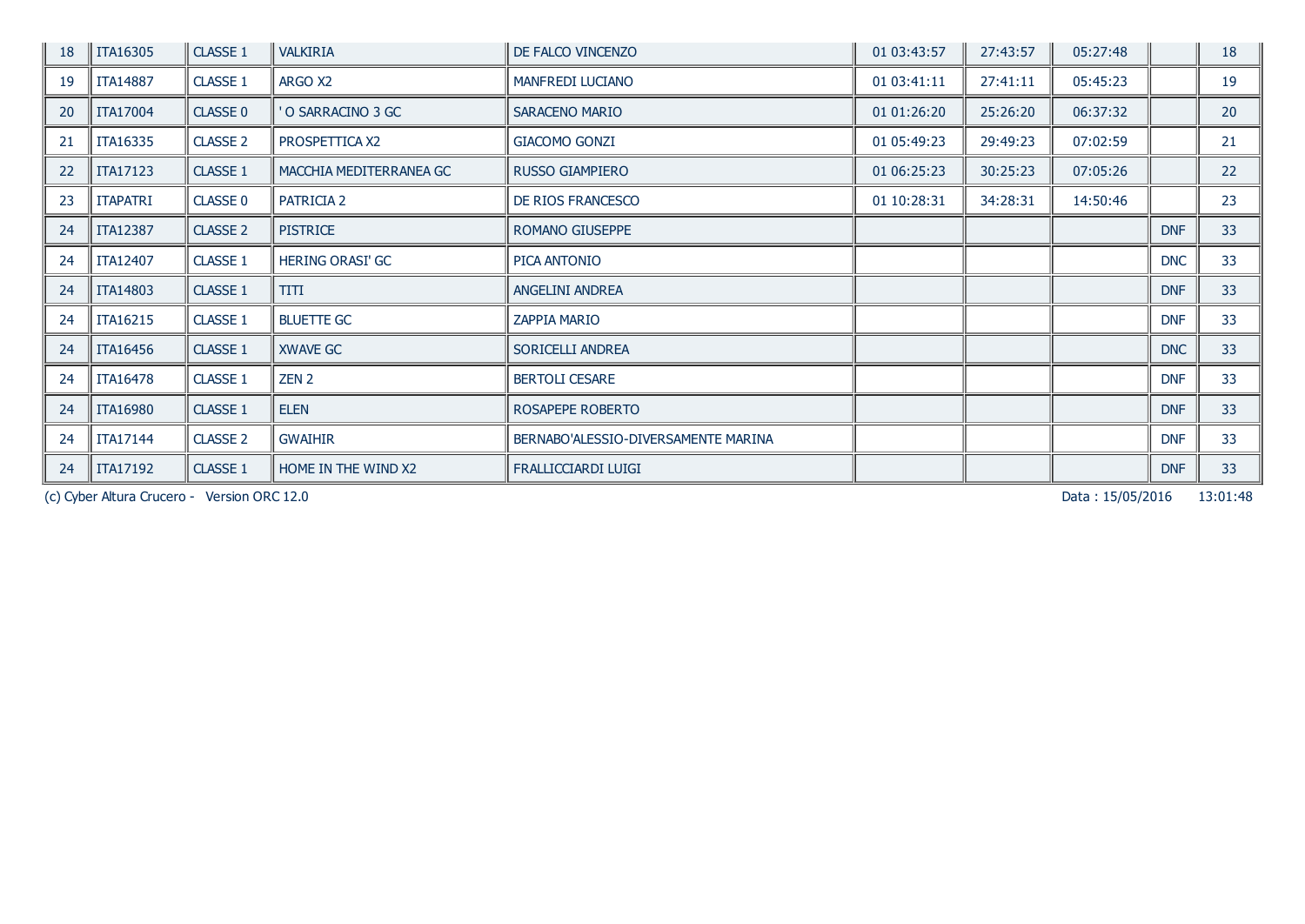| | | | | | | | | | |
|---|---|---|---|---|---|---|---|---|---|
| 18 | ITA16305 | CLASSE 1 | VALKIRIA | DE FALCO VINCENZO | 01 03:43:57 | 27:43:57 | 05:27:48 | | 18 |
| 19 | ITA14887 | CLASSE 1 | ARGO X2 | MANFREDI LUCIANO | 01 03:41:11 | 27:41:11 | 05:45:23 | | 19 |
| 20 | ITA17004 | CLASSE 0 | ' O SARRACINO 3 GC | SARACENO MARIO | 01 01:26:20 | 25:26:20 | 06:37:32 | | 20 |
| 21 | ITA16335 | CLASSE 2 | PROSPETTICA X2 | GIACOMO GONZI | 01 05:49:23 | 29:49:23 | 07:02:59 | | 21 |
| 22 | ITA17123 | CLASSE 1 | MACCHIA MEDITERRANEA GC | RUSSO GIAMPIERO | 01 06:25:23 | 30:25:23 | 07:05:26 | | 22 |
| 23 | ITAPATRI | CLASSE 0 | PATRICIA 2 | DE RIOS FRANCESCO | 01 10:28:31 | 34:28:31 | 14:50:46 | | 23 |
| 24 | ITA12387 | CLASSE 2 | PISTRICE | ROMANO GIUSEPPE | | | | DNF | 33 |
| 24 | ITA12407 | CLASSE 1 | HERING ORASI' GC | PICA ANTONIO | | | | DNC | 33 |
| 24 | ITA14803 | CLASSE 1 | TITI | ANGELINI ANDREA | | | | DNF | 33 |
| 24 | ITA16215 | CLASSE 1 | BLUETTE GC | ZAPPIA MARIO | | | | DNF | 33 |
| 24 | ITA16456 | CLASSE 1 | XWAVE GC | SORICELLI ANDREA | | | | DNC | 33 |
| 24 | ITA16478 | CLASSE 1 | ZEN 2 | BERTOLI CESARE | | | | DNF | 33 |
| 24 | ITA16980 | CLASSE 1 | ELEN | ROSAPEPE ROBERTO | | | | DNF | 33 |
| 24 | ITA17144 | CLASSE 2 | GWAIHIR | BERNABO'ALESSIO-DIVERSAMENTE MARINA | | | | DNF | 33 |
| 24 | ITA17192 | CLASSE 1 | HOME IN THE WIND X2 | FRALLICCIARDI LUIGI | | | | DNF | 33 |

(c) Cyber Altura Crucero - Version ORC 12.0

Data : 15/05/2016 13:01:48